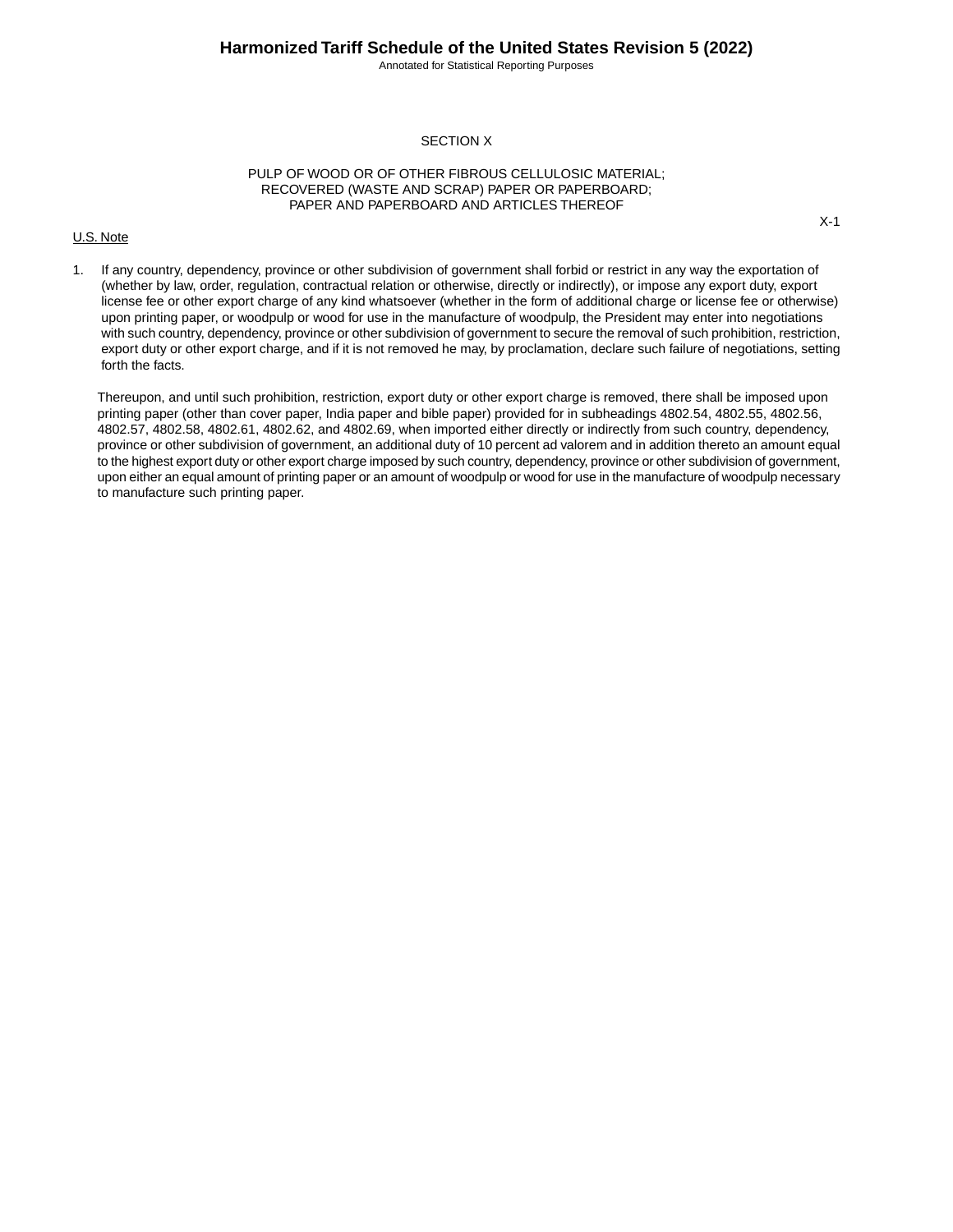# SECTION X

## PULP OF WOOD OR OF OTHER FIBROUS CELLULOSIC MATERIAL; RECOVERED (WASTE AND SCRAP) PAPER OR PAPERBOARD; PAPER AND PAPERBOARD AND ARTICLES THEREOF

U.S. Note

1. If any country, dependency, province or other subdivision of government shall forbid or restrict in any way the exportation of (whether by law, order, regulation, contractual relation or otherwise, directly or indirectly), or impose any export duty, export license fee or other export charge of any kind whatsoever (whether in the form of additional charge or license fee or otherwise) upon printing paper, or woodpulp or wood for use in the manufacture of woodpulp, the President may enter into negotiations with such country, dependency, province or other subdivision of government to secure the removal of such prohibition, restriction, export duty or other export charge, and if it is not removed he may, by proclamation, declare such failure of negotiations, setting forth the facts.

   Thereupon, and until such prohibition, restriction, export duty or other export charge is removed, there shall be imposed upon printing paper (other than cover paper, India paper and bible paper) provided for in subheadings 4802.54, 4802.55, 4802.56, 4802.57, 4802.58, 4802.61, 4802.62, and 4802.69, when imported either directly or indirectly from such country, dependency, province or other subdivision of government, an additional duty of 10 percent ad valorem and in addition thereto an amount equal to the highest export duty or other export charge imposed by such country, dependency, province or other subdivision of government, upon either an equal amount of printing paper or an amount of woodpulp or wood for use in the manufacture of woodpulp necessary to manufacture such printing paper.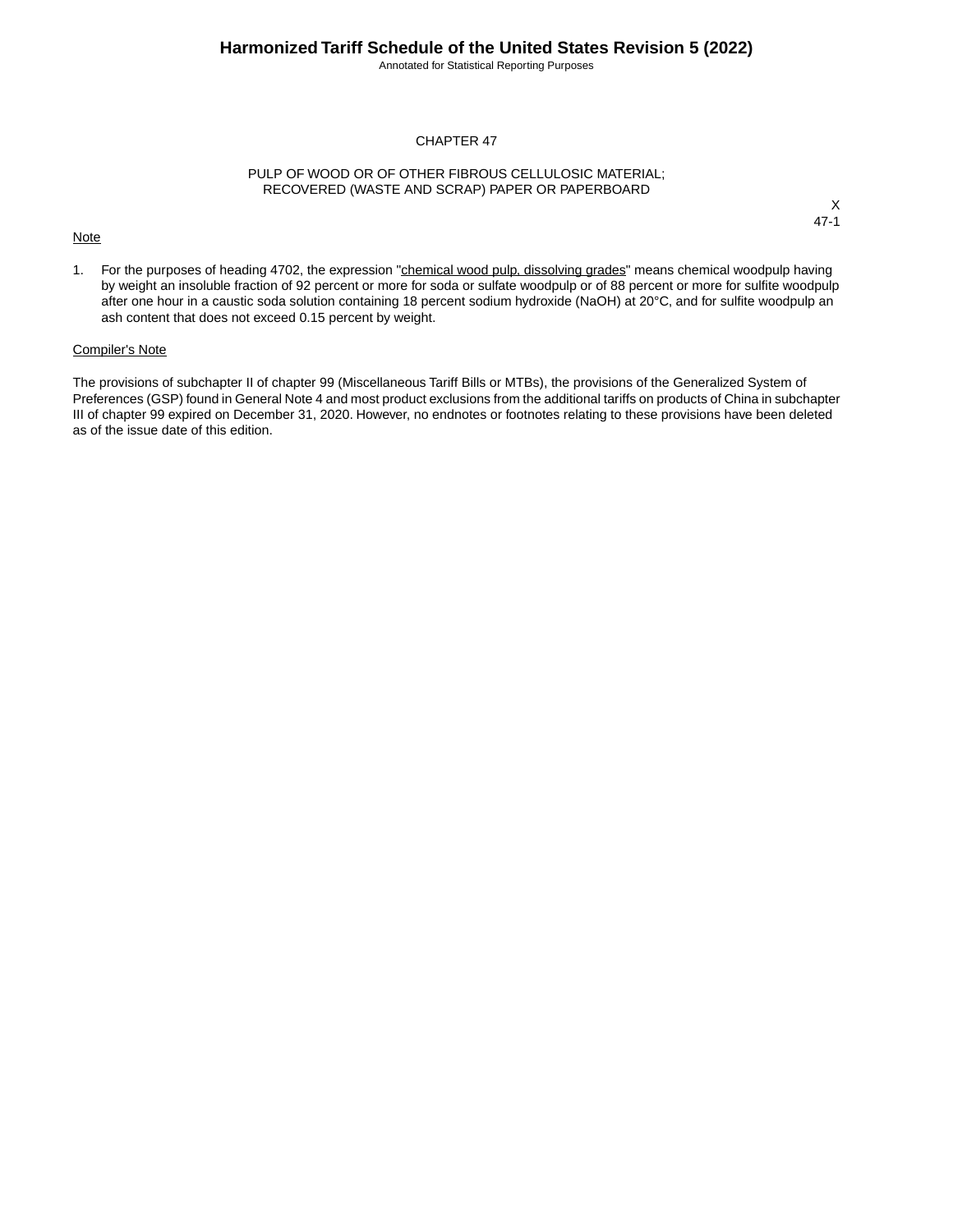CHAPTER 47

PULP OF WOOD OR OF OTHER FIBROUS CELLULOSIC MATERIAL;
RECOVERED (WASTE AND SCRAP) PAPER OR PAPERBOARD

Note

1. For the purposes of heading 4702, the expression "chemical wood pulp, dissolving grades" means chemical woodpulp having by weight an insoluble fraction of 92 percent or more for soda or sulfate woodpulp or of 88 percent or more for sulfite woodpulp after one hour in a caustic soda solution containing 18 percent sodium hydroxide ($NaOH$) at 20°C, and for sulfite woodpulp an ash content that does not exceed 0.15 percent by weight.

Compiler's Note

The provisions of subchapter II of chapter 99 (Miscellaneous Tariff Bills or MTBs), the provisions of the Generalized System of Preferences (GSP) found in General Note 4 and most product exclusions from the additional tariffs on products of China in subchapter III of chapter 99 expired on December 31, 2020. However, no endnotes or footnotes relating to these provisions have been deleted as of the issue date of this edition.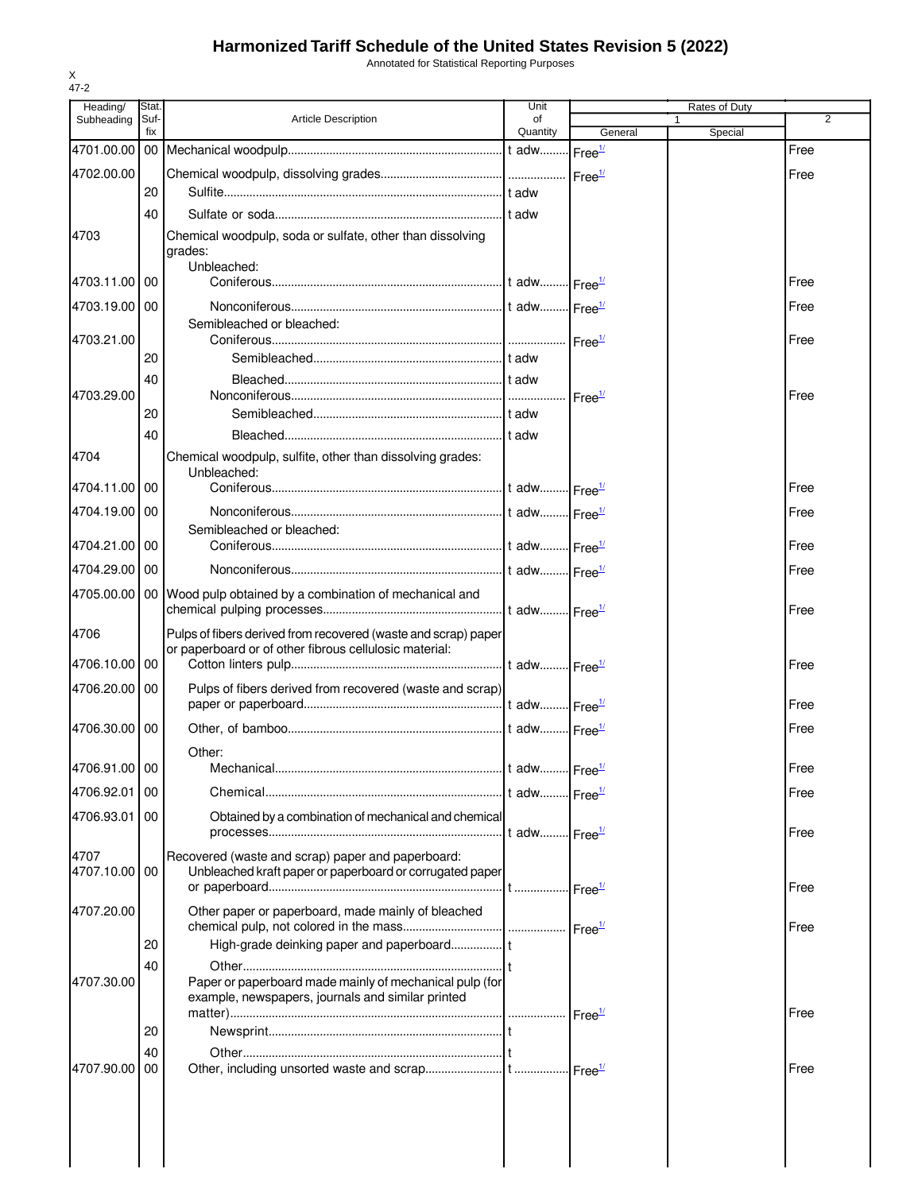# Harmonized Tariff Schedule of the United States Revision 5 (2022)

Annotated for Statistical Reporting Purposes

X
47-2

| Heading/ Subheading | Stat. Suf-fix | Article Description | Unit of Quantity | Rates of Duty 1 General | Rates of Duty 1 Special | Rates of Duty 2 |
|---|---|---|---|---|---|---|
| 4701.00.00 | 00 | Mechanical woodpulp | t adw | Free[1/] | | Free |
| 4702.00.00 | | Chemical woodpulp, dissolving grades | | Free[1/] | | Free |
| | 20 | Sulfite | t adw | | | |
| | 40 | Sulfate or soda | t adw | | | |
| 4703 | | Chemical woodpulp, soda or sulfate, other than dissolving grades: | | | | |
| | | Unbleached: | | | | |
| 4703.11.00 | 00 | Coniferous | t adw | Free[1/] | | Free |
| 4703.19.00 | 00 | Nonconiferous | t adw | Free[1/] | | Free |
| | | Semibleached or bleached: | | | | |
| 4703.21.00 | | Coniferous | | Free[1/] | | Free |
| | 20 | Semibleached | t adw | | | |
| | 40 | Bleached | t adw | | | |
| 4703.29.00 | | Nonconiferous | | Free[1/] | | Free |
| | 20 | Semibleached | t adw | | | |
| | 40 | Bleached | t adw | | | |
| 4704 | | Chemical woodpulp, sulfite, other than dissolving grades: | | | | |
| | | Unbleached: | | | | |
| 4704.11.00 | 00 | Coniferous | t adw | Free[1/] | | Free |
| 4704.19.00 | 00 | Nonconiferous | t adw | Free[1/] | | Free |
| | | Semibleached or bleached: | | | | |
| 4704.21.00 | 00 | Coniferous | t adw | Free[1/] | | Free |
| 4704.29.00 | 00 | Nonconiferous | t adw | Free[1/] | | Free |
| 4705.00.00 | 00 | Wood pulp obtained by a combination of mechanical and chemical pulping processes | t adw | Free[1/] | | Free |
| 4706 | | Pulps of fibers derived from recovered (waste and scrap) paper or paperboard or of other fibrous cellulosic material: | | | | |
| 4706.10.00 | 00 | Cotton linters pulp | t adw | Free[1/] | | Free |
| 4706.20.00 | 00 | Pulps of fibers derived from recovered (waste and scrap) paper or paperboard | t adw | Free[1/] | | Free |
| 4706.30.00 | 00 | Other, of bamboo | t adw | Free[1/] | | Free |
| | | Other: | | | | |
| 4706.91.00 | 00 | Mechanical | t adw | Free[1/] | | Free |
| 4706.92.01 | 00 | Chemical | t adw | Free[1/] | | Free |
| 4706.93.01 | 00 | Obtained by a combination of mechanical and chemical processes | t adw | Free[1/] | | Free |
| 4707 | | Recovered (waste and scrap) paper and paperboard: | | | | |
| 4707.10.00 | 00 | Unbleached kraft paper or paperboard or corrugated paper or paperboard | t | Free[1/] | | Free |
| 4707.20.00 | | Other paper or paperboard, made mainly of bleached chemical pulp, not colored in the mass | | Free[1/] | | Free |
| | 20 | High-grade deinking paper and paperboard | t | | | |
| | 40 | Other | t | | | |
| 4707.30.00 | | Paper or paperboard made mainly of mechanical pulp (for example, newspapers, journals and similar printed matter) | | Free[1/] | | Free |
| | 20 | Newsprint | t | | | |
| | 40 | Other | t | | | |
| 4707.90.00 | 00 | Other, including unsorted waste and scrap | t | Free[1/] | | Free |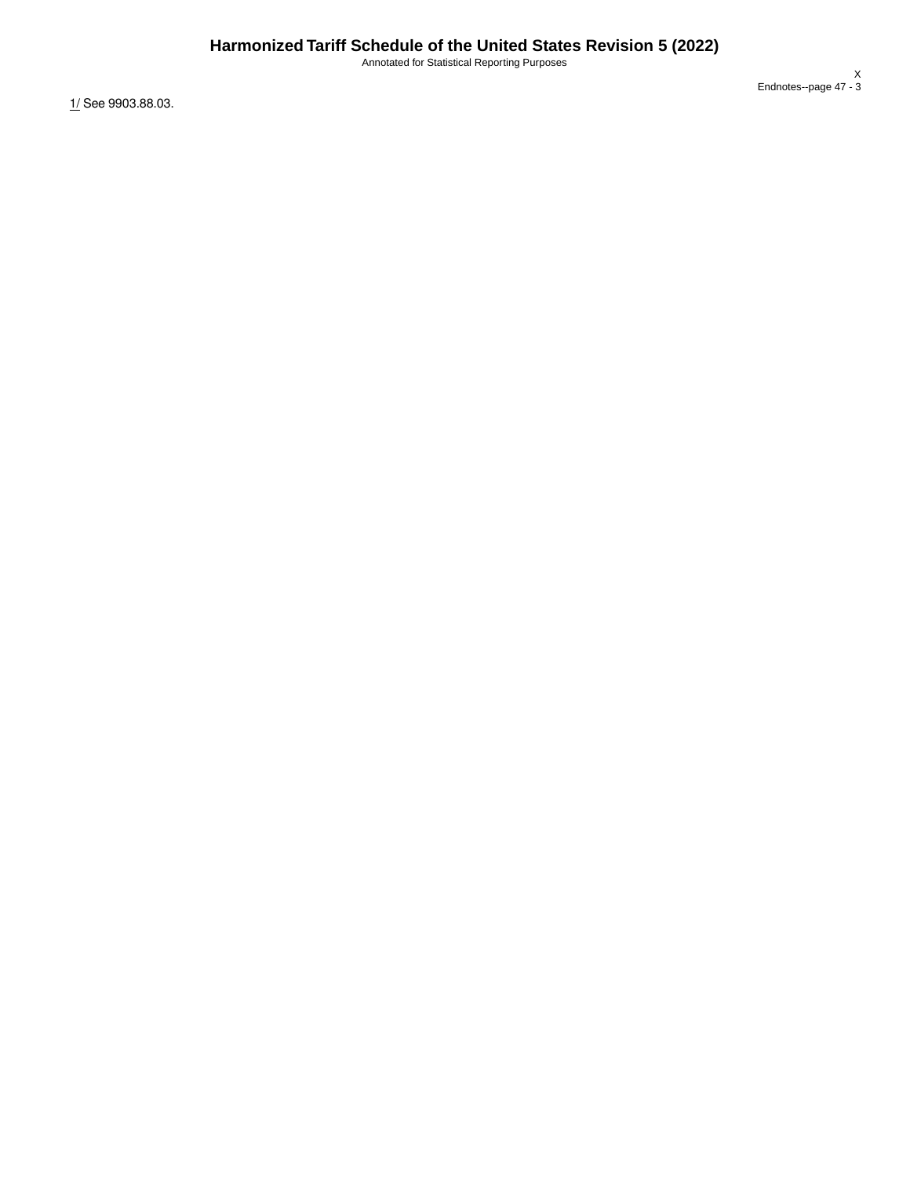1/ See 9903.88.03.